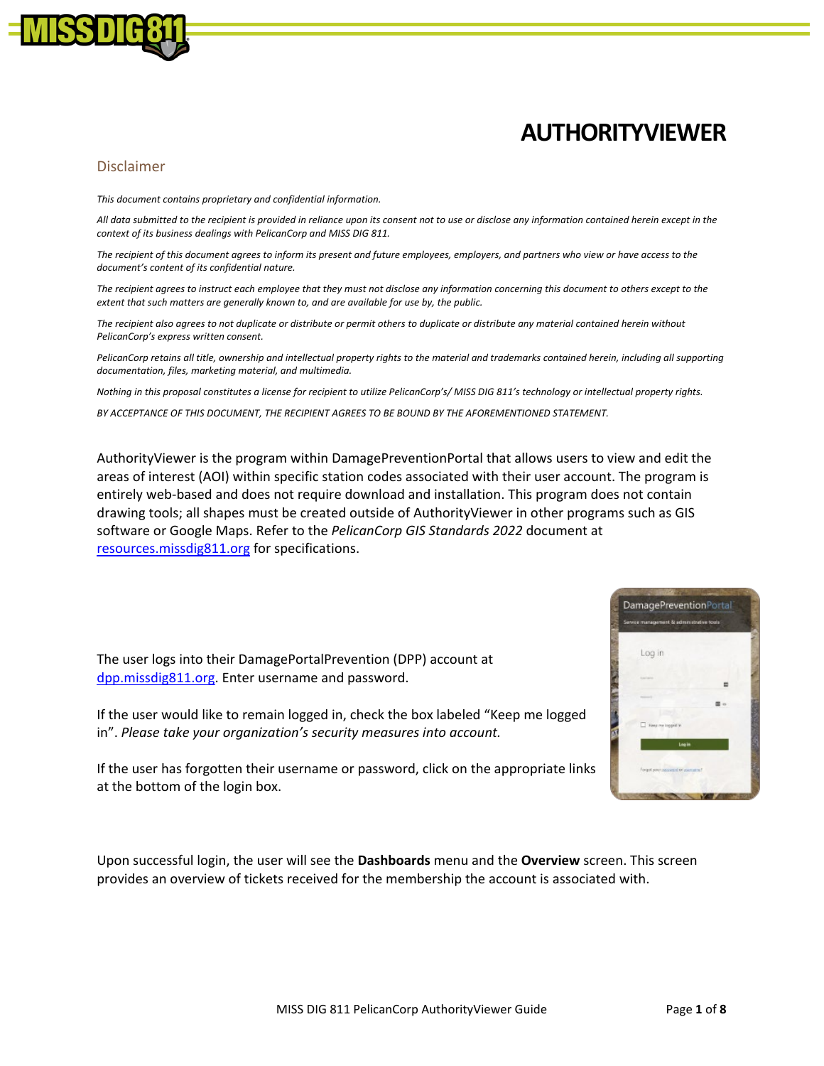# AUTHORITYVIEWER

## Disclaimer

*This document contains proprietary and confidential information.*

*All data submitted to the recipient is provided in reliance upon its consent not to use or disclose any information contained herein except in the context of its business dealings with PelicanCorp and MISS DIG 811.*

*The recipient of this document agrees to inform its present and future employees, employers, and partners who view or have access to the document's content of its confidential nature.*

*The recipient agrees to instruct each employee that they must not disclose any information concerning this document to others except to the extent that such matters are generally known to, and are available for use by, the public.*

*The recipient also agrees to not duplicate or distribute or permit others to duplicate or distribute any material contained herein without PelicanCorp's express written consent.*

*PelicanCorp retains all title, ownership and intellectual property rights to the material and trademarks contained herein, including all supporting documentation, files, marketing material, and multimedia.*

*Nothing in this proposal constitutes a license for recipient to utilize PelicanCorp's/ MISS DIG 811's technology or intellectual property rights.*

*BY ACCEPTANCE OF THIS DOCUMENT, THE RECIPIENT AGREES TO BE BOUND BY THE AFOREMENTIONED STATEMENT.*

AuthorityViewer is the program within DamagePreventionPortal that allows users to view and edit the areas of interest (AOI) within specific station codes associated with their user account. The program is entirely web-based and does not require download and installation. This program does not contain drawing tools; all shapes must be created outside of AuthorityViewer in other programs such as GIS software or Google Maps. Refer to the *PelicanCorp GIS Standards 2022* document at [resources.missdig811.org](resources.missdig811.org) for specifications.

The user logs into their DamagePortalPrevention (DPP) account at [dpp.missdig811.org](dpp.missdig811.org). Enter username and password.

If the user would like to remain logged in, check the box labeled "Keep me logged in". *Please take your organization's security measures into account.*

If the user has forgotten their username or password, click on the appropriate links at the bottom of the login box.

Upon successful login, the user will see the **Dashboards** menu and the **Overview** screen. This screen provides an overview of tickets received for the membership the account is associated with.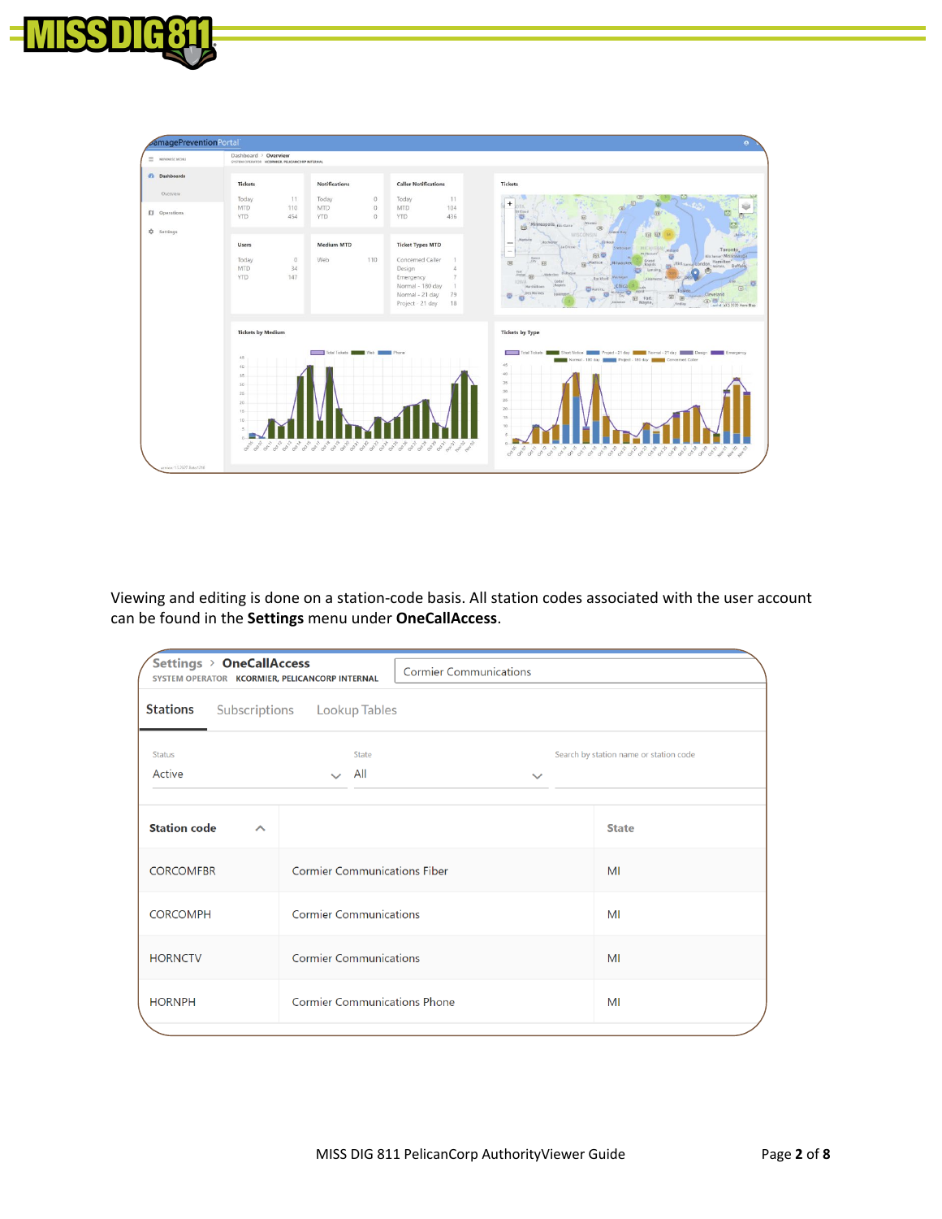Viewing and editing is done on a station-code basis. All station codes associated with the user account can be found in the **Settings** menu under **OneCallAccess**.

Settings > OneCallAccess
SYSTEM OPERATOR KCORMIER, PELICANCORP INTERNAL

Cormier Communications

Stations | Subscriptions | Lookup Tables

Status: Active
State: All
Search by station name or station code

| Station code | | State |
|---|---|---|
| CORCOMFBR | Cormier Communications Fiber | MI |
| CORCOMPH | Cormier Communications | MI |
| HORNCTV | Cormier Communications | MI |
| HORNPH | Cormier Communications Phone | MI |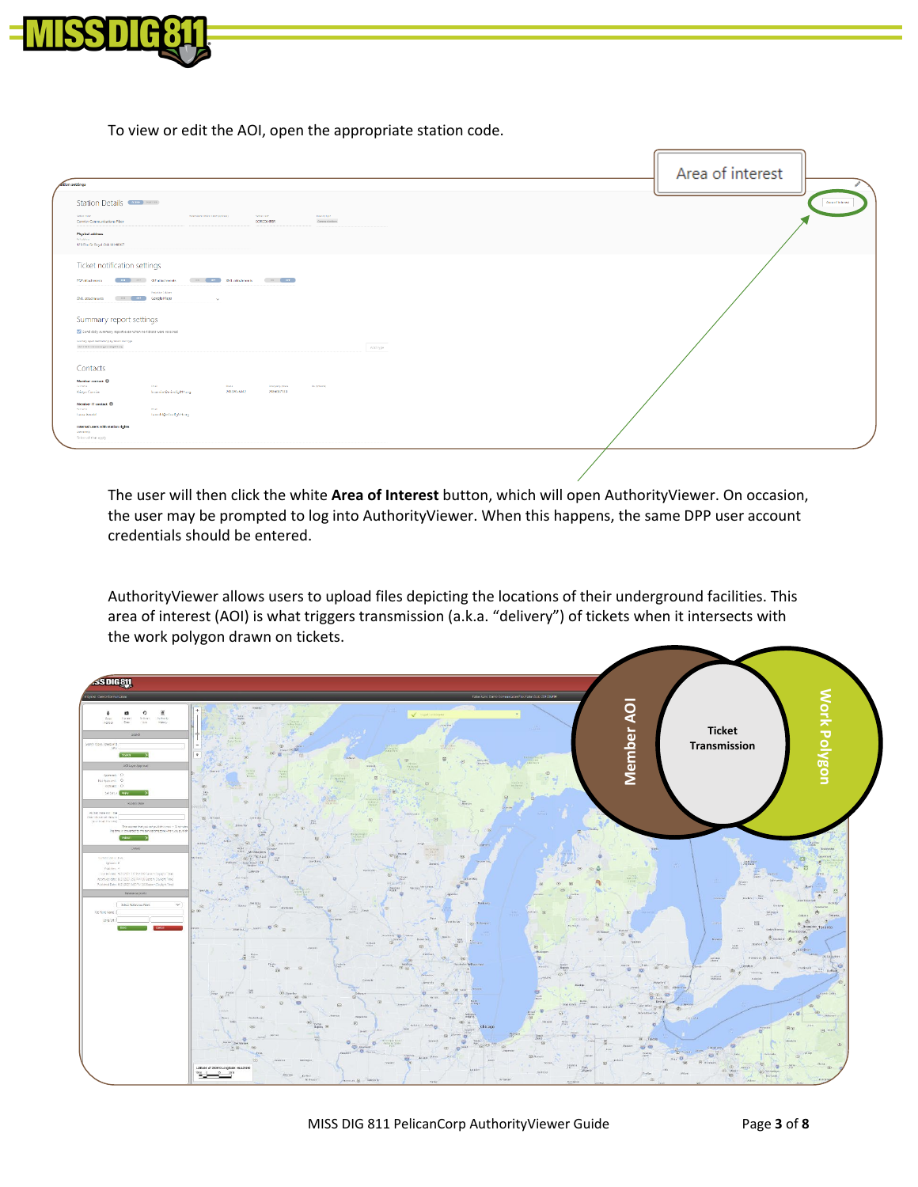To view or edit the AOI, open the appropriate station code.

The user will then click the white **Area of Interest** button, which will open AuthorityViewer. On occasion, the user may be prompted to log into AuthorityViewer. When this happens, the same DPP user account credentials should be entered.

AuthorityViewer allows users to upload files depicting the locations of their underground facilities. This area of interest (AOI) is what triggers transmission (a.k.a. "delivery") of tickets when it intersects with the work polygon drawn on tickets.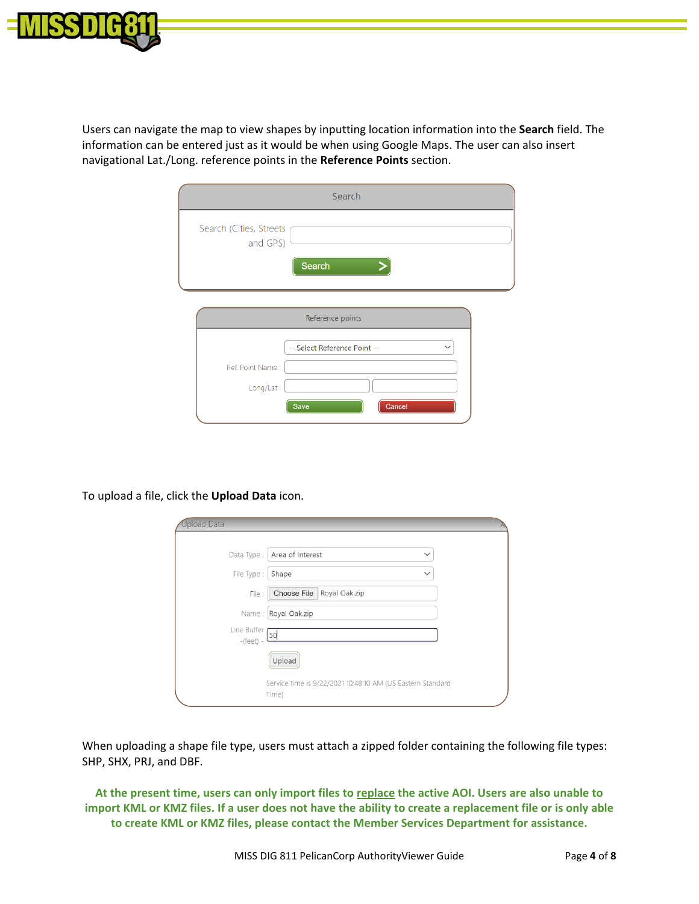Users can navigate the map to view shapes by inputting location information into the **Search** field. The information can be entered just as it would be when using Google Maps. The user can also insert navigational Lat./Long. reference points in the **Reference Points** section.

To upload a file, click the **Upload Data** icon.

When uploading a shape file type, users must attach a zipped folder containing the following file types: SHP, SHX, PRJ, and DBF.

**At the present time, users can only import files to <u>replace</u> the active AOI. Users are also unable to import KML or KMZ files. If a user does not have the ability to create a replacement file or is only able to create KML or KMZ files, please contact the Member Services Department for assistance.**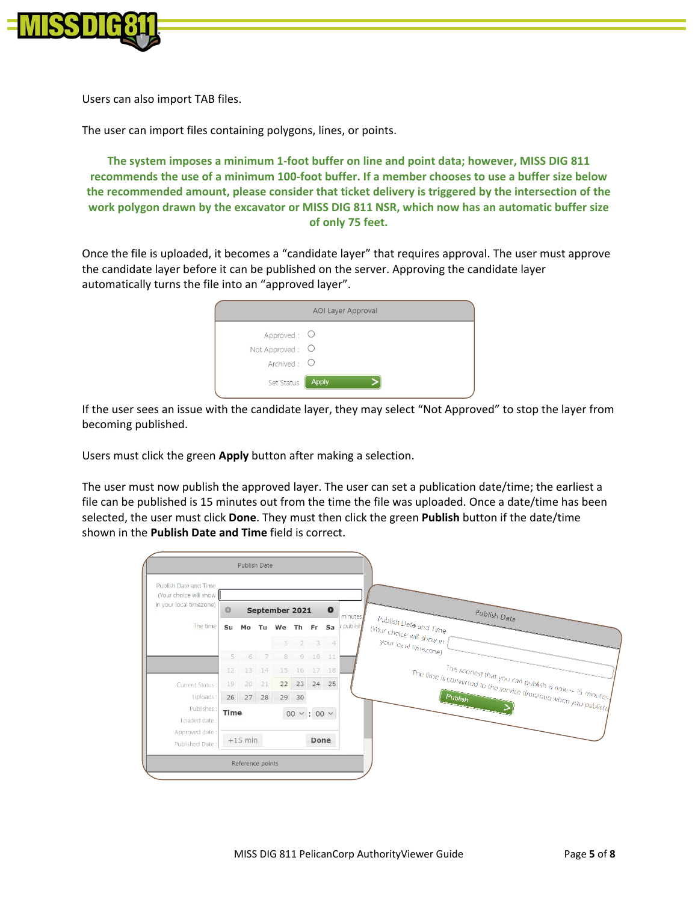Users can also import TAB files.

The user can import files containing polygons, lines, or points.

**The system imposes a minimum 1-foot buffer on line and point data; however, MISS DIG 811 recommends the use of a minimum 100-foot buffer. If a member chooses to use a buffer size below the recommended amount, please consider that ticket delivery is triggered by the intersection of the work polygon drawn by the excavator or MISS DIG 811 NSR, which now has an automatic buffer size of only 75 feet.**

Once the file is uploaded, it becomes a "candidate layer" that requires approval. The user must approve the candidate layer before it can be published on the server. Approving the candidate layer automatically turns the file into an "approved layer".

If the user sees an issue with the candidate layer, they may select "Not Approved" to stop the layer from becoming published.

Users must click the green **Apply** button after making a selection.

The user must now publish the approved layer. The user can set a publication date/time; the earliest a file can be published is 15 minutes out from the time the file was uploaded. Once a date/time has been selected, the user must click **Done**. They must then click the green **Publish** button if the date/time shown in the **Publish Date and Time** field is correct.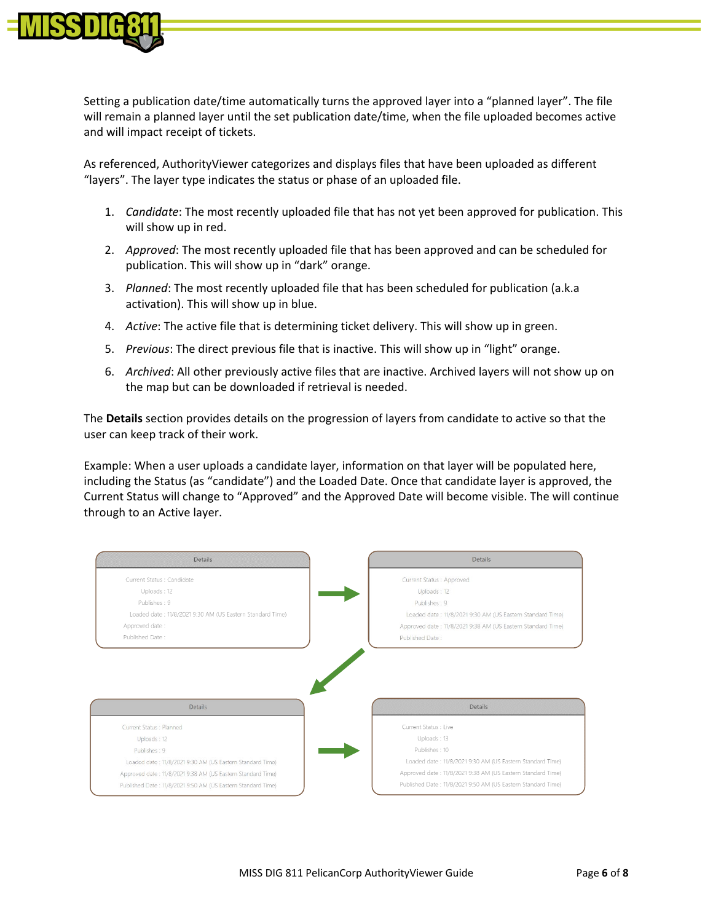Setting a publication date/time automatically turns the approved layer into a “planned layer”. The file will remain a planned layer until the set publication date/time, when the file uploaded becomes active and will impact receipt of tickets.

As referenced, AuthorityViewer categorizes and displays files that have been uploaded as different “layers”. The layer type indicates the status or phase of an uploaded file.

1. *Candidate*: The most recently uploaded file that has not yet been approved for publication. This will show up in red.
2. *Approved*: The most recently uploaded file that has been approved and can be scheduled for publication. This will show up in “dark” orange.
3. *Planned*: The most recently uploaded file that has been scheduled for publication (a.k.a activation). This will show up in blue.
4. *Active*: The active file that is determining ticket delivery. This will show up in green.
5. *Previous*: The direct previous file that is inactive. This will show up in “light” orange.
6. *Archived*: All other previously active files that are inactive. Archived layers will not show up on the map but can be downloaded if retrieval is needed.

The **Details** section provides details on the progression of layers from candidate to active so that the user can keep track of their work.

Example: When a user uploads a candidate layer, information on that layer will be populated here, including the Status (as “candidate”) and the Loaded Date. Once that candidate layer is approved, the Current Status will change to “Approved” and the Approved Date will become visible. The will continue through to an Active layer.

**Details**

Current Status : Candidate
Uploads : 12
Publishes : 9
Loaded date : 11/8/2021 9:30 AM (US Eastern Standard Time)
Approved date :
Published Date :

**Details**

Current Status : Approved
Uploads : 12
Publishes : 9
Loaded date : 11/8/2021 9:30 AM (US Eastern Standard Time)
Approved date : 11/8/2021 9:38 AM (US Eastern Standard Time)
Published Date :

**Details**

Current Status : Planned
Uploads : 12
Publishes : 9
Loaded date : 11/8/2021 9:30 AM (US Eastern Standard Time)
Approved date : 11/8/2021 9:38 AM (US Eastern Standard Time)
Published Date : 11/8/2021 9:50 AM (US Eastern Standard Time)

**Details**

Current Status : Live
Uploads : 13
Publishes : 10
Loaded date : 11/8/2021 9:30 AM (US Eastern Standard Time)
Approved date : 11/8/2021 9:38 AM (US Eastern Standard Time)
Published Date : 11/8/2021 9:50 AM (US Eastern Standard Time)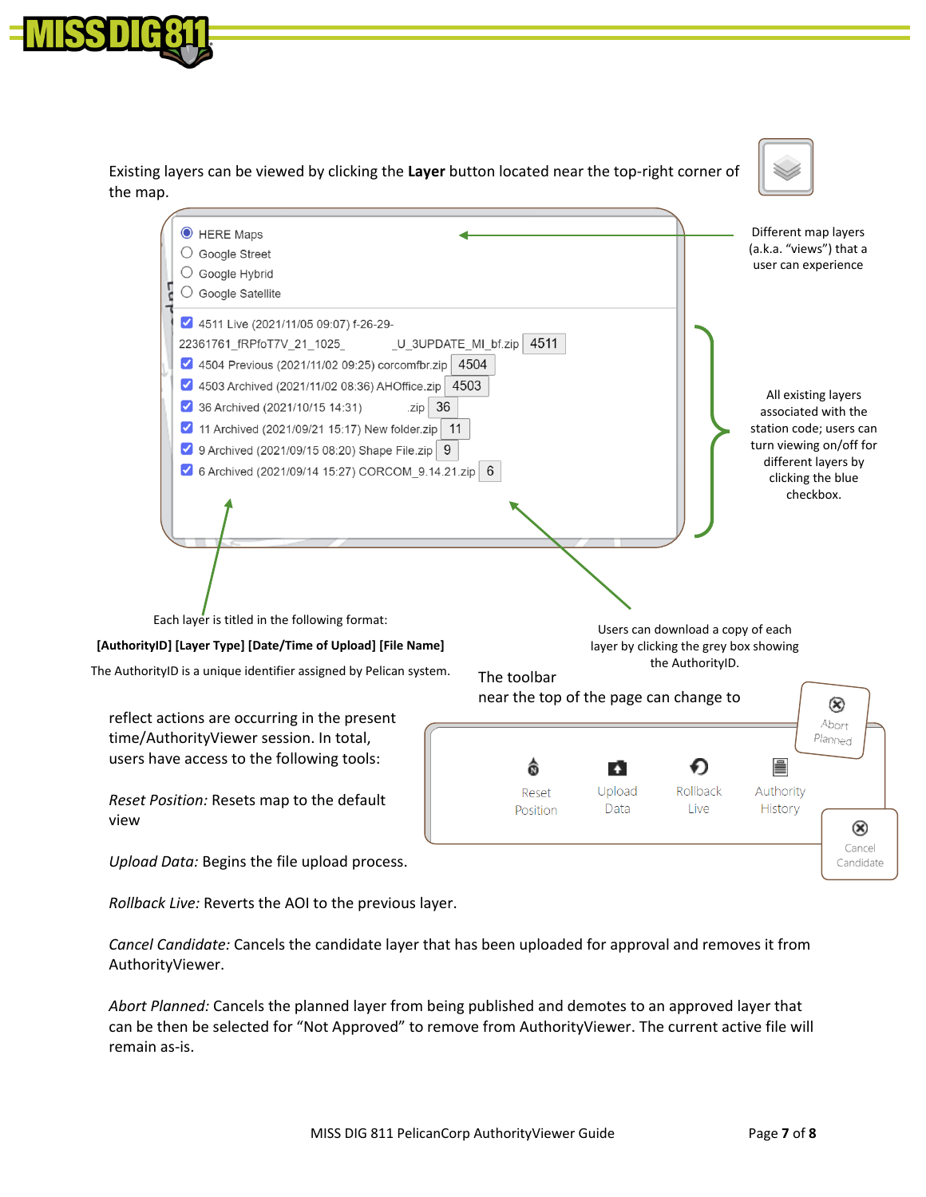Existing layers can be viewed by clicking the **Layer** button located near the top-right corner of the map.

- HERE Maps
- Google Street
- Google Hybrid
- Google Satellite

- 4511 Live (2021/11/05 09:07) f-26-29-22361761_fRPfoT7V_21_1025_ _U_3UPDATE_MI_bf.zip 4511
- 4504 Previous (2021/11/02 09:25) corcomfbr.zip 4504
- 4503 Archived (2021/11/02 08:36) AHOffice.zip 4503
- 36 Archived (2021/10/15 14:31) .zip 36
- 11 Archived (2021/09/21 15:17) New folder.zip 11
- 9 Archived (2021/09/15 08:20) Shape File.zip 9
- 6 Archived (2021/09/14 15:27) CORCOM_9.14.21.zip 6

Different map layers (a.k.a. "views") that a user can experience

All existing layers associated with the station code; users can turn viewing on/off for different layers by clicking the blue checkbox.

Each layer is titled in the following format:

**[AuthorityID] [Layer Type] [Date/Time of Upload] [File Name]**

The AuthorityID is a unique identifier assigned by Pelican system.

Users can download a copy of each layer by clicking the grey box showing the AuthorityID.

The toolbar near the top of the page can change to reflect actions are occurring in the present time/AuthorityViewer session. In total, users have access to the following tools:

Reset Position | Upload Data | Rollback Live | Authority History | Abort Planned | Cancel Candidate

*Reset Position:* Resets map to the default view

*Upload Data:* Begins the file upload process.

*Rollback Live:* Reverts the AOI to the previous layer.

*Cancel Candidate:* Cancels the candidate layer that has been uploaded for approval and removes it from AuthorityViewer.

*Abort Planned:* Cancels the planned layer from being published and demotes to an approved layer that can be then be selected for "Not Approved" to remove from AuthorityViewer. The current active file will remain as-is.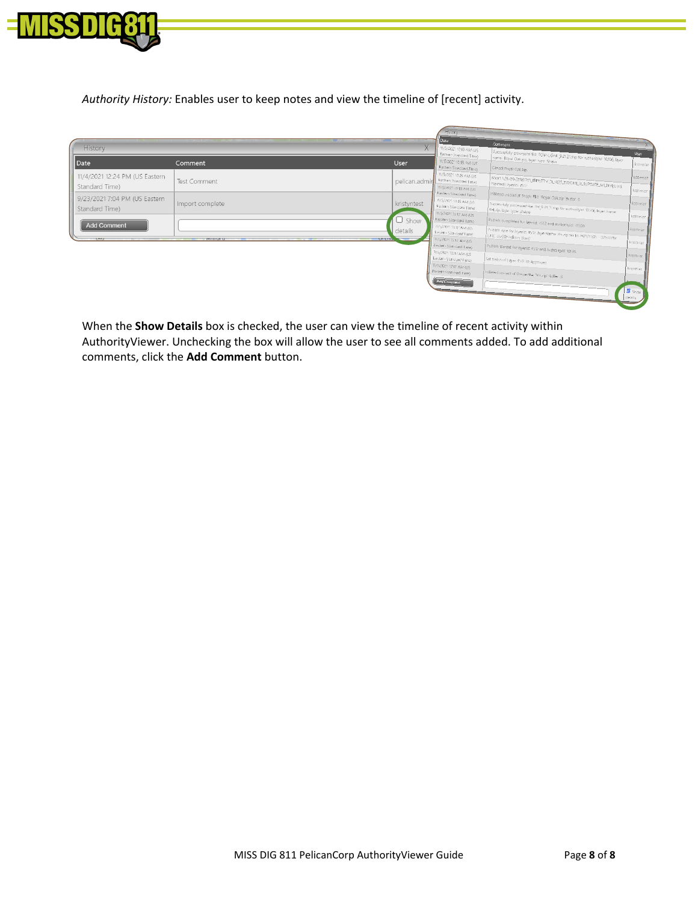*Authority History:* Enables user to keep notes and view the timeline of [recent] activity.

When the **Show Details** box is checked, the user can view the timeline of recent activity within AuthorityViewer. Unchecking the box will allow the user to see all comments added. To add additional comments, click the **Add Comment** button.